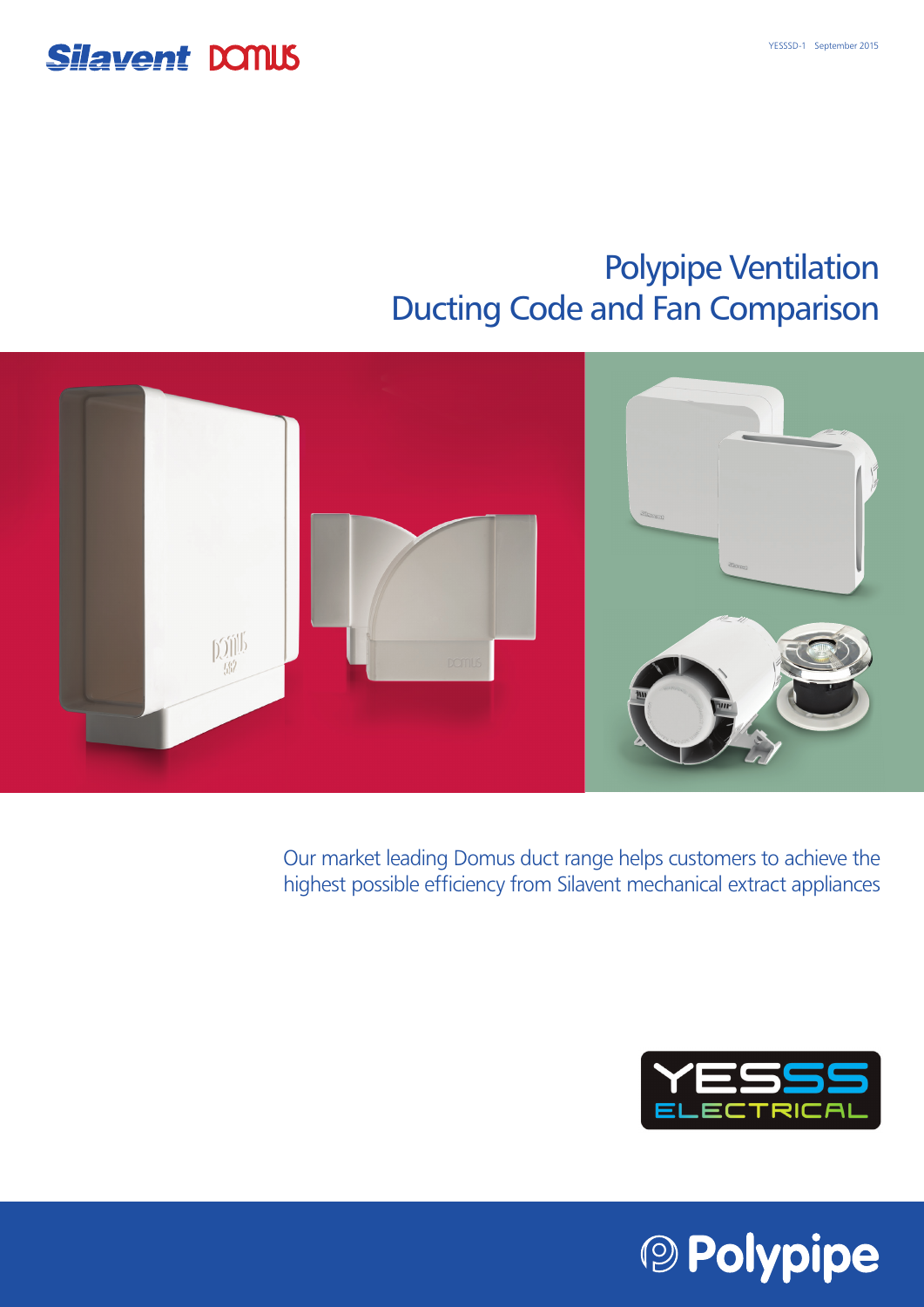Silavent DOMUS

YESSSD-1 September 2015

# Polypipe Ventilation
# Ducting Code and Fan Comparison

Our market leading Domus duct range helps customers to achieve the highest possible efficiency from Silavent mechanical extract appliances

YESSS ELECTRICAL

Polypipe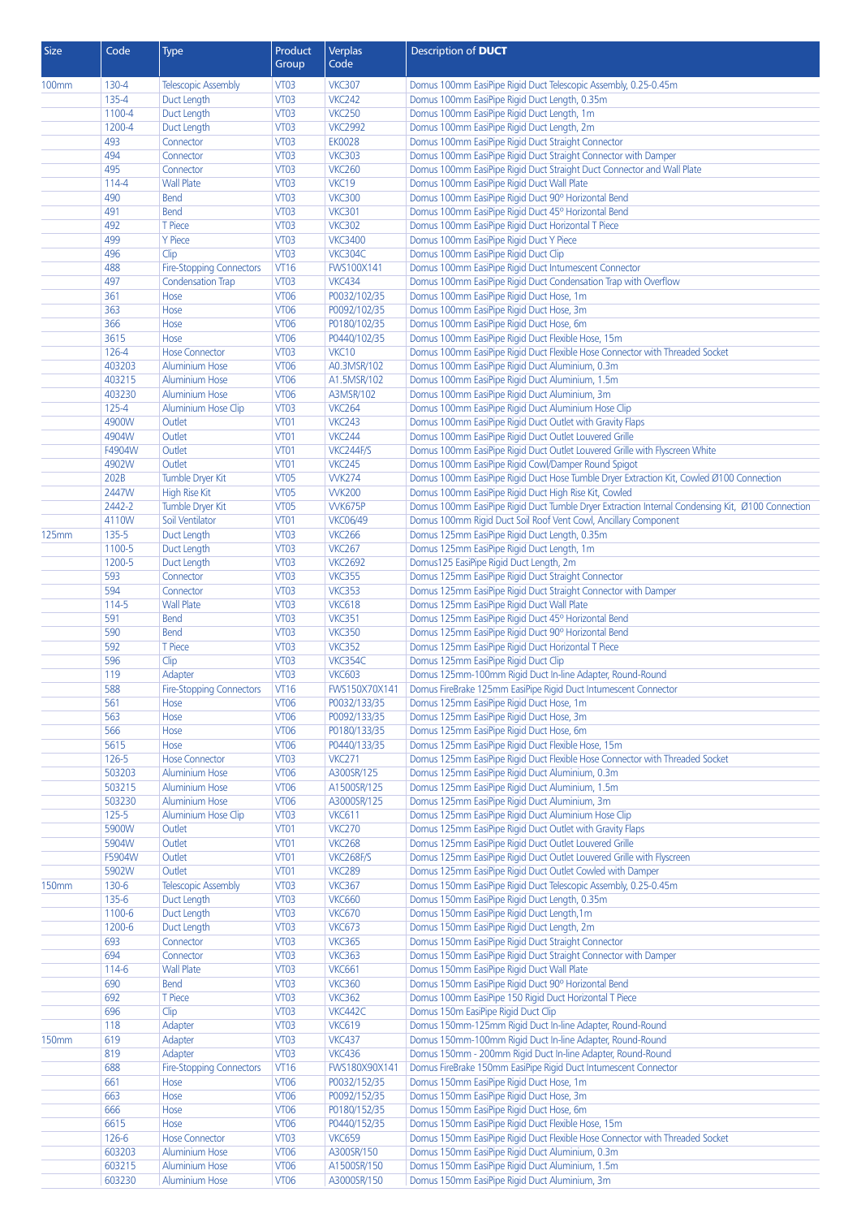| Size | Code | Type | Product Group | Verplas Code | Description of **DUCT** |
|---|---|---|---|---|---|
| 100mm | 130-4 | Telescopic Assembly | VT03 | VKC307 | Domus 100mm EasiPipe Rigid Duct Telescopic Assembly, 0.25-0.45m |
| | 135-4 | Duct Length | VT03 | VKC242 | Domus 100mm EasiPipe Rigid Duct Length, 0.35m |
| | 1100-4 | Duct Length | VT03 | VKC250 | Domus 100mm EasiPipe Rigid Duct Length, 1m |
| | 1200-4 | Duct Length | VT03 | VKC2992 | Domus 100mm EasiPipe Rigid Duct Length, 2m |
| | 493 | Connector | VT03 | EK0028 | Domus 100mm EasiPipe Rigid Duct Straight Connector |
| | 494 | Connector | VT03 | VKC303 | Domus 100mm EasiPipe Rigid Duct Straight Connector with Damper |
| | 495 | Connector | VT03 | VKC260 | Domus 100mm EasiPipe Rigid Duct Straight Duct Connector and Wall Plate |
| | 114-4 | Wall Plate | VT03 | VKC19 | Domus 100mm EasiPipe Rigid Duct Wall Plate |
| | 490 | Bend | VT03 | VKC300 | Domus 100mm EasiPipe Rigid Duct 90º Horizontal Bend |
| | 491 | Bend | VT03 | VKC301 | Domus 100mm EasiPipe Rigid Duct 45º Horizontal Bend |
| | 492 | T Piece | VT03 | VKC302 | Domus 100mm EasiPipe Rigid Duct Horizontal T Piece |
| | 499 | Y Piece | VT03 | VKC3400 | Domus 100mm EasiPipe Rigid Duct Y Piece |
| | 496 | Clip | VT03 | VKC304C | Domus 100mm EasiPipe Rigid Duct Clip |
| | 488 | Fire-Stopping Connectors | VT16 | FWS100X141 | Domus 100mm EasiPipe Rigid Duct Intumescent Connector |
| | 497 | Condensation Trap | VT03 | VKC434 | Domus 100mm EasiPipe Rigid Duct Condensation Trap with Overflow |
| | 361 | Hose | VT06 | P0032/102/35 | Domus 100mm EasiPipe Rigid Duct Hose, 1m |
| | 363 | Hose | VT06 | P0092/102/35 | Domus 100mm EasiPipe Rigid Duct Hose, 3m |
| | 366 | Hose | VT06 | P0180/102/35 | Domus 100mm EasiPipe Rigid Duct Hose, 6m |
| | 3615 | Hose | VT06 | P0440/102/35 | Domus 100mm EasiPipe Rigid Duct Flexible Hose, 15m |
| | 126-4 | Hose Connector | VT03 | VKC10 | Domus 100mm EasiPipe Rigid Duct Flexible Hose Connector with Threaded Socket |
| | 403203 | Aluminium Hose | VT06 | A0.3MSR/102 | Domus 100mm EasiPipe Rigid Duct Aluminium, 0.3m |
| | 403215 | Aluminium Hose | VT06 | A1.5MSR/102 | Domus 100mm EasiPipe Rigid Duct Aluminium, 1.5m |
| | 403230 | Aluminium Hose | VT06 | A3MSR/102 | Domus 100mm EasiPipe Rigid Duct Aluminium, 3m |
| | 125-4 | Aluminium Hose Clip | VT03 | VKC264 | Domus 100mm EasiPipe Rigid Duct Aluminium Hose Clip |
| | 4900W | Outlet | VT01 | VKC243 | Domus 100mm EasiPipe Rigid Duct Outlet with Gravity Flaps |
| | 4904W | Outlet | VT01 | VKC244 | Domus 100mm EasiPipe Rigid Duct Outlet Louvered Grille |
| | F4904W | Outlet | VT01 | VKC244F/S | Domus 100mm EasiPipe Rigid Duct Outlet Louvered Grille with Flyscreen White |
| | 4902W | Outlet | VT01 | VKC245 | Domus 100mm EasiPipe Rigid Cowl/Damper Round Spigot |
| | 202B | Tumble Dryer Kit | VT05 | VVK274 | Domus 100mm EasiPipe Rigid Duct Hose Tumble Dryer Extraction Kit, Cowled Ø100 Connection |
| | 2447W | High Rise Kit | VT05 | VVK200 | Domus 100mm EasiPipe Rigid Duct High Rise Kit, Cowled |
| | 2442-2 | Tumble Dryer Kit | VT05 | VVK675P | Domus 100mm EasiPipe Rigid Duct Tumble Dryer Extraction Internal Condensing Kit, Ø100 Connection |
| | 4110W | Soil Ventilator | VT01 | VKC06/49 | Domus 100mm Rigid Duct Soil Roof Vent Cowl, Ancillary Component |
| 125mm | 135-5 | Duct Length | VT03 | VKC266 | Domus 125mm EasiPipe Rigid Duct Length, 0.35m |
| | 1100-5 | Duct Length | VT03 | VKC267 | Domus 125mm EasiPipe Rigid Duct Length, 1m |
| | 1200-5 | Duct Length | VT03 | VKC2692 | Domus125 EasiPipe Rigid Duct Length, 2m |
| | 593 | Connector | VT03 | VKC355 | Domus 125mm EasiPipe Rigid Duct Straight Connector |
| | 594 | Connector | VT03 | VKC353 | Domus 125mm EasiPipe Rigid Duct Straight Connector with Damper |
| | 114-5 | Wall Plate | VT03 | VKC618 | Domus 125mm EasiPipe Rigid Duct Wall Plate |
| | 591 | Bend | VT03 | VKC351 | Domus 125mm EasiPipe Rigid Duct 45º Horizontal Bend |
| | 590 | Bend | VT03 | VKC350 | Domus 125mm EasiPipe Rigid Duct 90º Horizontal Bend |
| | 592 | T Piece | VT03 | VKC352 | Domus 125mm EasiPipe Rigid Duct Horizontal T Piece |
| | 596 | Clip | VT03 | VKC354C | Domus 125mm EasiPipe Rigid Duct Clip |
| | 119 | Adapter | VT03 | VKC603 | Domus 125mm-100mm Rigid Duct In-line Adapter, Round-Round |
| | 588 | Fire-Stopping Connectors | VT16 | FWS150X70X141 | Domus FireBrake 125mm EasiPipe Rigid Duct Intumescent Connector |
| | 561 | Hose | VT06 | P0032/133/35 | Domus 125mm EasiPipe Rigid Duct Hose, 1m |
| | 563 | Hose | VT06 | P0092/133/35 | Domus 125mm EasiPipe Rigid Duct Hose, 3m |
| | 566 | Hose | VT06 | P0180/133/35 | Domus 125mm EasiPipe Rigid Duct Hose, 6m |
| | 5615 | Hose | VT06 | P0440/133/35 | Domus 125mm EasiPipe Rigid Duct Flexible Hose, 15m |
| | 126-5 | Hose Connector | VT03 | VKC271 | Domus 125mm EasiPipe Rigid Duct Flexible Hose Connector with Threaded Socket |
| | 503203 | Aluminium Hose | VT06 | A300SR/125 | Domus 125mm EasiPipe Rigid Duct Aluminium, 0.3m |
| | 503215 | Aluminium Hose | VT06 | A1500SR/125 | Domus 125mm EasiPipe Rigid Duct Aluminium, 1.5m |
| | 503230 | Aluminium Hose | VT06 | A3000SR/125 | Domus 125mm EasiPipe Rigid Duct Aluminium, 3m |
| | 125-5 | Aluminium Hose Clip | VT03 | VKC611 | Domus 125mm EasiPipe Rigid Duct Aluminium Hose Clip |
| | 5900W | Outlet | VT01 | VKC270 | Domus 125mm EasiPipe Rigid Duct Outlet with Gravity Flaps |
| | 5904W | Outlet | VT01 | VKC268 | Domus 125mm EasiPipe Rigid Duct Outlet Louvered Grille |
| | F5904W | Outlet | VT01 | VKC268F/S | Domus 125mm EasiPipe Rigid Duct Outlet Louvered Grille with Flyscreen |
| | 5902W | Outlet | VT01 | VKC289 | Domus 125mm EasiPipe Rigid Duct Outlet Cowled with Damper |
| 150mm | 130-6 | Telescopic Assembly | VT03 | VKC367 | Domus 150mm EasiPipe Rigid Duct Telescopic Assembly, 0.25-0.45m |
| | 135-6 | Duct Length | VT03 | VKC660 | Domus 150mm EasiPipe Rigid Duct Length, 0.35m |
| | 1100-6 | Duct Length | VT03 | VKC670 | Domus 150mm EasiPipe Rigid Duct Length,1m |
| | 1200-6 | Duct Length | VT03 | VKC673 | Domus 150mm EasiPipe Rigid Duct Length, 2m |
| | 693 | Connector | VT03 | VKC365 | Domus 150mm EasiPipe Rigid Duct Straight Connector |
| | 694 | Connector | VT03 | VKC363 | Domus 150mm EasiPipe Rigid Duct Straight Connector with Damper |
| | 114-6 | Wall Plate | VT03 | VKC661 | Domus 150mm EasiPipe Rigid Duct Wall Plate |
| | 690 | Bend | VT03 | VKC360 | Domus 150mm EasiPipe Rigid Duct 90º Horizontal Bend |
| | 692 | T Piece | VT03 | VKC362 | Domus 100mm EasiPipe 150 Rigid Duct Horizontal T Piece |
| | 696 | Clip | VT03 | VKC442C | Domus 150m EasiPipe Rigid Duct Clip |
| | 118 | Adapter | VT03 | VKC619 | Domus 150mm-125mm Rigid Duct In-line Adapter, Round-Round |
| 150mm | 619 | Adapter | VT03 | VKC437 | Domus 150mm-100mm Rigid Duct In-line Adapter, Round-Round |
| | 819 | Adapter | VT03 | VKC436 | Domus 150mm - 200mm Rigid Duct In-line Adapter, Round-Round |
| | 688 | Fire-Stopping Connectors | VT16 | FWS180X90X141 | Domus FireBrake 150mm EasiPipe Rigid Duct Intumescent Connector |
| | 661 | Hose | VT06 | P0032/152/35 | Domus 150mm EasiPipe Rigid Duct Hose, 1m |
| | 663 | Hose | VT06 | P0092/152/35 | Domus 150mm EasiPipe Rigid Duct Hose, 3m |
| | 666 | Hose | VT06 | P0180/152/35 | Domus 150mm EasiPipe Rigid Duct Hose, 6m |
| | 6615 | Hose | VT06 | P0440/152/35 | Domus 150mm EasiPipe Rigid Duct Flexible Hose, 15m |
| | 126-6 | Hose Connector | VT03 | VKC659 | Domus 150mm EasiPipe Rigid Duct Flexible Hose Connector with Threaded Socket |
| | 603203 | Aluminium Hose | VT06 | A300SR/150 | Domus 150mm EasiPipe Rigid Duct Aluminium, 0.3m |
| | 603215 | Aluminium Hose | VT06 | A1500SR/150 | Domus 150mm EasiPipe Rigid Duct Aluminium, 1.5m |
| | 603230 | Aluminium Hose | VT06 | A3000SR/150 | Domus 150mm EasiPipe Rigid Duct Aluminium, 3m |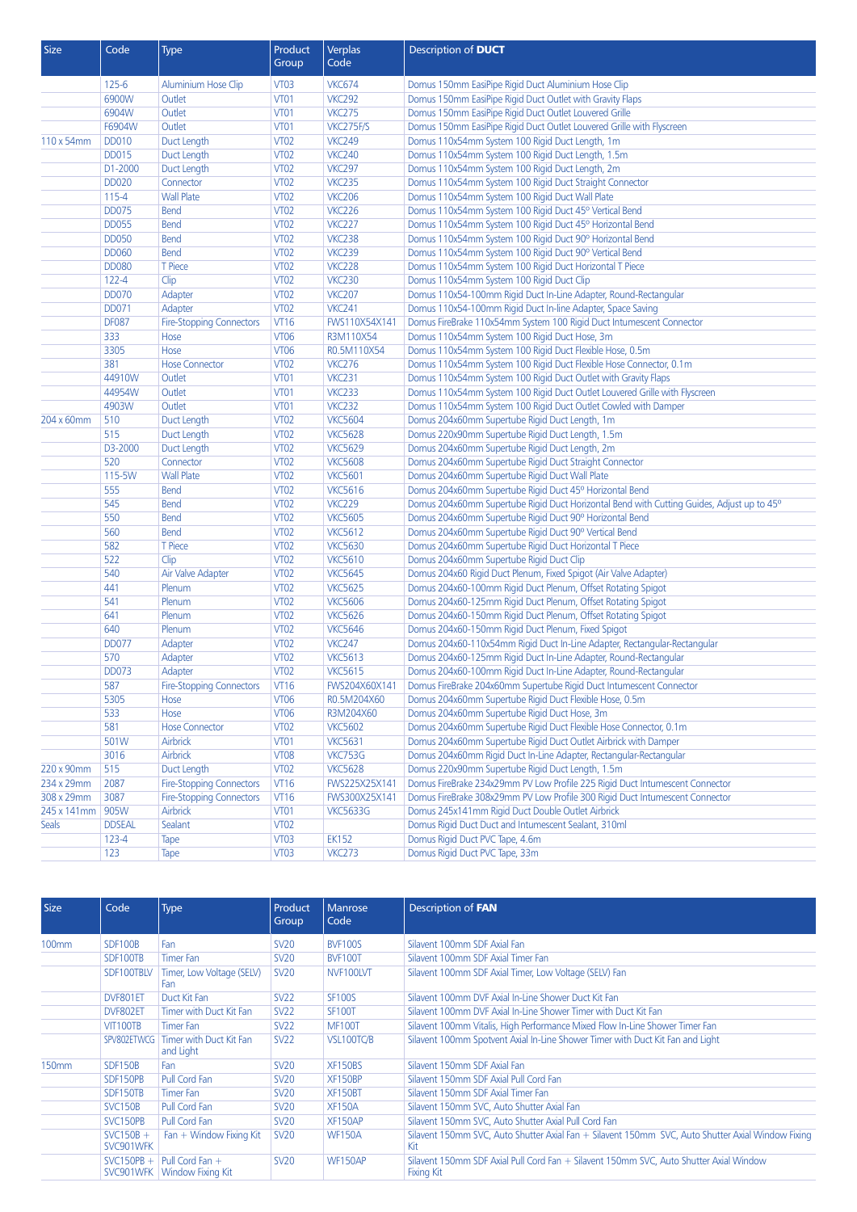| Size | Code | Type | Product Group | Verplas Code | Description of **DUCT** |
|---|---|---|---|---|---|
| | 125-6 | Aluminium Hose Clip | VT03 | VKC674 | Domus 150mm EasiPipe Rigid Duct Aluminium Hose Clip |
| | 6900W | Outlet | VT01 | VKC292 | Domus 150mm EasiPipe Rigid Duct Outlet with Gravity Flaps |
| | 6904W | Outlet | VT01 | VKC275 | Domus 150mm EasiPipe Rigid Duct Outlet Louvered Grille |
| | F6904W | Outlet | VT01 | VKC275F/S | Domus 150mm EasiPipe Rigid Duct Outlet Louvered Grille with Flyscreen |
| 110 x 54mm | DD010 | Duct Length | VT02 | VKC249 | Domus 110x54mm System 100 Rigid Duct Length, 1m |
| | DD015 | Duct Length | VT02 | VKC240 | Domus 110x54mm System 100 Rigid Duct Length, 1.5m |
| | D1-2000 | Duct Length | VT02 | VKC297 | Domus 110x54mm System 100 Rigid Duct Length, 2m |
| | DD020 | Connector | VT02 | VKC235 | Domus 110x54mm System 100 Rigid Duct Straight Connector |
| | 115-4 | Wall Plate | VT02 | VKC206 | Domus 110x54mm System 100 Rigid Duct Wall Plate |
| | DD075 | Bend | VT02 | VKC226 | Domus 110x54mm System 100 Rigid Duct 45º Vertical Bend |
| | DD055 | Bend | VT02 | VKC227 | Domus 110x54mm System 100 Rigid Duct 45º Horizontal Bend |
| | DD050 | Bend | VT02 | VKC238 | Domus 110x54mm System 100 Rigid Duct 90º Horizontal Bend |
| | DD060 | Bend | VT02 | VKC239 | Domus 110x54mm System 100 Rigid Duct 90º Vertical Bend |
| | DD080 | T Piece | VT02 | VKC228 | Domus 110x54mm System 100 Rigid Duct Horizontal T Piece |
| | 122-4 | Clip | VT02 | VKC230 | Domus 110x54mm System 100 Rigid Duct Clip |
| | DD070 | Adapter | VT02 | VKC207 | Domus 110x54-100mm Rigid Duct In-Line Adapter, Round-Rectangular |
| | DD071 | Adapter | VT02 | VKC241 | Domus 110x54-100mm Rigid Duct In-line Adapter, Space Saving |
| | DF087 | Fire-Stopping Connectors | VT16 | FWS110X54X141 | Domus FireBrake 110x54mm System 100 Rigid Duct Intumescent Connector |
| | 333 | Hose | VT06 | R3M110X54 | Domus 110x54mm System 100 Rigid Duct Hose, 3m |
| | 3305 | Hose | VT06 | R0.5M110X54 | Domus 110x54mm System 100 Rigid Duct Flexible Hose, 0.5m |
| | 381 | Hose Connector | VT02 | VKC276 | Domus 110x54mm System 100 Rigid Duct Flexible Hose Connector, 0.1m |
| | 44910W | Outlet | VT01 | VKC231 | Domus 110x54mm System 100 Rigid Duct Outlet with Gravity Flaps |
| | 44954W | Outlet | VT01 | VKC233 | Domus 110x54mm System 100 Rigid Duct Outlet Louvered Grille with Flyscreen |
| | 4903W | Outlet | VT01 | VKC232 | Domus 110x54mm System 100 Rigid Duct Outlet Cowled with Damper |
| 204 x 60mm | 510 | Duct Length | VT02 | VKC5604 | Domus 204x60mm Supertube Rigid Duct Length, 1m |
| | 515 | Duct Length | VT02 | VKC5628 | Domus 220x90mm Supertube Rigid Duct Length, 1.5m |
| | D3-2000 | Duct Length | VT02 | VKC5629 | Domus 204x60mm Supertube Rigid Duct Length, 2m |
| | 520 | Connector | VT02 | VKC5608 | Domus 204x60mm Supertube Rigid Duct Straight Connector |
| | 115-5W | Wall Plate | VT02 | VKC5601 | Domus 204x60mm Supertube Rigid Duct Wall Plate |
| | 555 | Bend | VT02 | VKC5616 | Domus 204x60mm Supertube Rigid Duct 45º Horizontal Bend |
| | 545 | Bend | VT02 | VKC229 | Domus 204x60mm Supertube Rigid Duct Horizontal Bend with Cutting Guides, Adjust up to 45º |
| | 550 | Bend | VT02 | VKC5605 | Domus 204x60mm Supertube Rigid Duct 90º Horizontal Bend |
| | 560 | Bend | VT02 | VKC5612 | Domus 204x60mm Supertube Rigid Duct 90º Vertical Bend |
| | 582 | T Piece | VT02 | VKC5630 | Domus 204x60mm Supertube Rigid Duct Horizontal T Piece |
| | 522 | Clip | VT02 | VKC5610 | Domus 204x60mm Supertube Rigid Duct Clip |
| | 540 | Air Valve Adapter | VT02 | VKC5645 | Domus 204x60 Rigid Duct Plenum, Fixed Spigot (Air Valve Adapter) |
| | 441 | Plenum | VT02 | VKC5625 | Domus 204x60-100mm Rigid Duct Plenum, Offset Rotating Spigot |
| | 541 | Plenum | VT02 | VKC5606 | Domus 204x60-125mm Rigid Duct Plenum, Offset Rotating Spigot |
| | 641 | Plenum | VT02 | VKC5626 | Domus 204x60-150mm Rigid Duct Plenum, Offset Rotating Spigot |
| | 640 | Plenum | VT02 | VKC5646 | Domus 204x60-150mm Rigid Duct Plenum, Fixed Spigot |
| | DD077 | Adapter | VT02 | VKC247 | Domus 204x60-110x54mm Rigid Duct In-Line Adapter, Rectangular-Rectangular |
| | 570 | Adapter | VT02 | VKC5613 | Domus 204x60-125mm Rigid Duct In-Line Adapter, Round-Rectangular |
| | DD073 | Adapter | VT02 | VKC5615 | Domus 204x60-100mm Rigid Duct In-Line Adapter, Round-Rectangular |
| | 587 | Fire-Stopping Connectors | VT16 | FWS204X60X141 | Domus FireBrake 204x60mm Supertube Rigid Duct Intumescent Connector |
| | 5305 | Hose | VT06 | R0.5M204X60 | Domus 204x60mm Supertube Rigid Duct Flexible Hose, 0.5m |
| | 533 | Hose | VT06 | R3M204X60 | Domus 204x60mm Supertube Rigid Duct Hose, 3m |
| | 581 | Hose Connector | VT02 | VKC5602 | Domus 204x60mm Supertube Rigid Duct Flexible Hose Connector, 0.1m |
| | 501W | Airbrick | VT01 | VKC5631 | Domus 204x60mm Supertube Rigid Duct Outlet Airbrick with Damper |
| | 3016 | Airbrick | VT08 | VKC753G | Domus 204x60mm Rigid Duct In-Line Adapter, Rectangular-Rectangular |
| 220 x 90mm | 515 | Duct Length | VT02 | VKC5628 | Domus 220x90mm Supertube Rigid Duct Length, 1.5m |
| 234 x 29mm | 2087 | Fire-Stopping Connectors | VT16 | FWS225X25X141 | Domus FireBrake 234x29mm PV Low Profile 225 Rigid Duct Intumescent Connector |
| 308 x 29mm | 3087 | Fire-Stopping Connectors | VT16 | FWS300X25X141 | Domus FireBrake 308x29mm PV Low Profile 300 Rigid Duct Intumescent Connector |
| 245 x 141mm | 905W | Airbrick | VT01 | VKC5633G | Domus 245x141mm Rigid Duct Double Outlet Airbrick |
| Seals | DDSEAL | Sealant | VT02 | | Domus Rigid Duct Duct and Intumescent Sealant, 310ml |
| | 123-4 | Tape | VT03 | EK152 | Domus Rigid Duct PVC Tape, 4.6m |
| | 123 | Tape | VT03 | VKC273 | Domus Rigid Duct PVC Tape, 33m |

| Size | Code | Type | Product Group | Manrose Code | Description of **FAN** |
|---|---|---|---|---|---|
| 100mm | SDF100B | Fan | SV20 | BVF100S | Silavent 100mm SDF Axial Fan |
| | SDF100TB | Timer Fan | SV20 | BVF100T | Silavent 100mm SDF Axial Timer Fan |
| | SDF100TBLV | Timer, Low Voltage (SELV) Fan | SV20 | NVF100LVT | Silavent 100mm SDF Axial Timer, Low Voltage (SELV) Fan |
| | DVF801ET | Duct Kit Fan | SV22 | SF100S | Silavent 100mm DVF Axial In-Line Shower Duct Kit Fan |
| | DVF802ET | Timer with Duct Kit Fan | SV22 | SF100T | Silavent 100mm DVF Axial In-Line Shower Timer with Duct Kit Fan |
| | VIT100TB | Timer Fan | SV22 | MF100T | Silavent 100mm Vitalis, High Performance Mixed Flow In-Line Shower Timer Fan |
| | SPV802ETWCG | Timer with Duct Kit Fan and Light | SV22 | VSL100TC/B | Silavent 100mm Spotvent Axial In-Line Shower Timer with Duct Kit Fan and Light |
| 150mm | SDF150B | Fan | SV20 | XF150BS | Silavent 150mm SDF Axial Fan |
| | SDF150PB | Pull Cord Fan | SV20 | XF150BP | Silavent 150mm SDF Axial Pull Cord Fan |
| | SDF150TB | Timer Fan | SV20 | XF150BT | Silavent 150mm SDF Axial Timer Fan |
| | SVC150B | Pull Cord Fan | SV20 | XF150A | Silavent 150mm SVC, Auto Shutter Axial Fan |
| | SVC150PB | Pull Cord Fan | SV20 | XF150AP | Silavent 150mm SVC, Auto Shutter Axial Pull Cord Fan |
| | SVC150B + SVC901WFK | Fan + Window Fixing Kit | SV20 | WF150A | Silavent 150mm SVC, Auto Shutter Axial Fan + Silavent 150mm SVC, Auto Shutter Axial Window Fixing Kit |
| | SVC150PB + SVC901WFK | Pull Cord Fan + Window Fixing Kit | SV20 | WF150AP | Silavent 150mm SDF Axial Pull Cord Fan + Silavent 150mm SVC, Auto Shutter Axial Window Fixing Kit |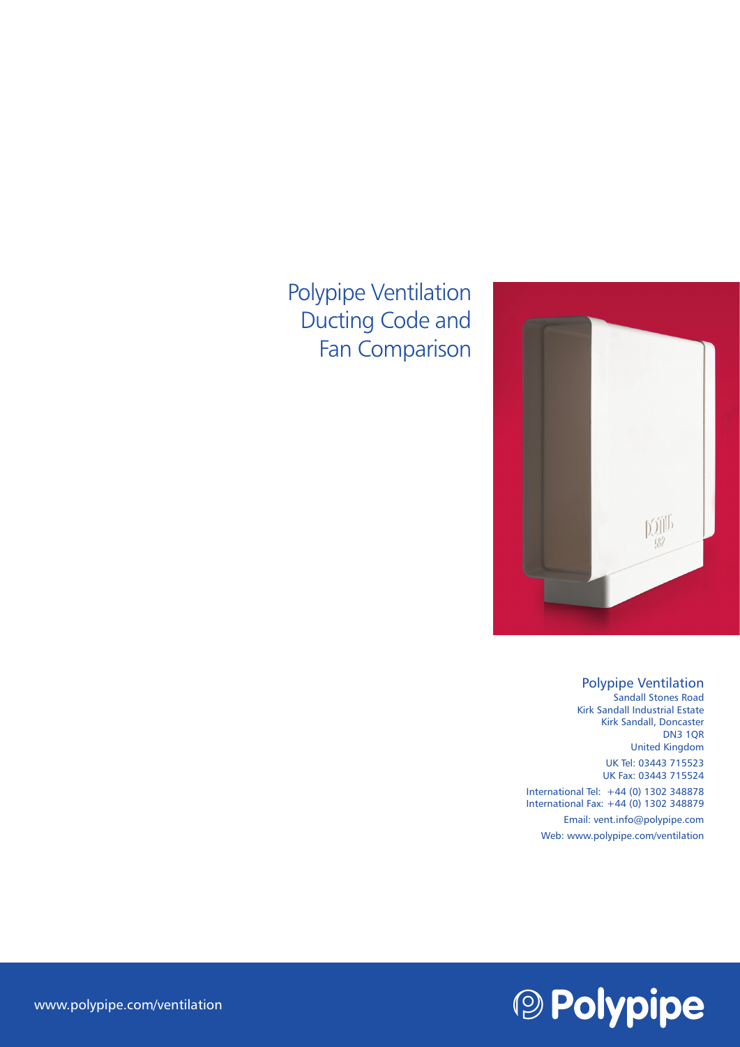# Polypipe Ventilation Ducting Code and Fan Comparison

**Polypipe Ventilation**
Sandall Stones Road
Kirk Sandall Industrial Estate
Kirk Sandall, Doncaster
DN3 1QR
United Kingdom

UK Tel: 03443 715523
UK Fax: 03443 715524

International Tel: +44 (0) 1302 348878
International Fax: +44 (0) 1302 348879

Email: vent.info@polypipe.com

Web: www.polypipe.com/ventilation

www.polypipe.com/ventilation

Polypipe